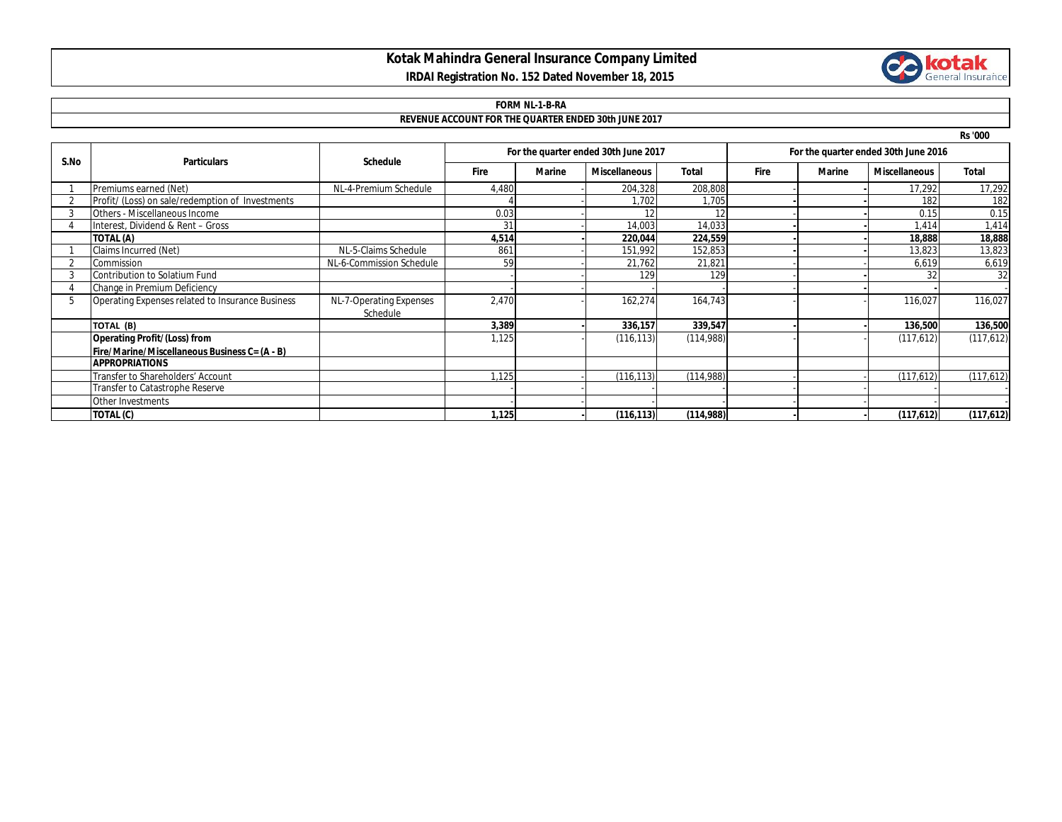# Kotak Mahindra General Insurance Company Limited

**IRDAI Registration No. 152 Dated November 18, 2015**

**FORM NL-1-B-RA**

**REVENUE ACCOUNT FOR THE QUARTER ENDED 30th JUNE 2017**

Rs '000

| S.No | Particulars | Schedule | For the quarter ended 30th June 2017 | | | | For the quarter ended 30th June 2016 | | | |
|---|---|---|---|---|---|---|---|---|---|---|
| | | | Fire | Marine | Miscellaneous | Total | Fire | Marine | Miscellaneous | Total |
| 1 | Premiums earned (Net) | NL-4-Premium Schedule | 4,480 | - | 204,328 | 208,808 | - | - | 17,292 | 17,292 |
| 2 | Profit/ (Loss) on sale/redemption of Investments | | 4 | - | 1,702 | 1,705 | - | - | 182 | 182 |
| 3 | Others - Miscellaneous Income | | 0.03 | - | 12 | 12 | - | - | 0.15 | 0.15 |
| 4 | Interest, Dividend & Rent – Gross | | 31 | - | 14,003 | 14,033 | - | - | 1,414 | 1,414 |
| | **TOTAL (A)** | | **4,514** | **-** | **220,044** | **224,559** | **-** | **-** | **18,888** | **18,888** |
| 1 | Claims Incurred (Net) | NL-5-Claims Schedule | 861 | - | 151,992 | 152,853 | - | - | 13,823 | 13,823 |
| 2 | Commission | NL-6-Commission Schedule | 59 | - | 21,762 | 21,821 | - | - | 6,619 | 6,619 |
| 3 | Contribution to Solatium Fund | | - | - | 129 | 129 | - | - | 32 | 32 |
| 4 | Change in Premium Deficiency | | - | - | - | - | - | - | - | - |
| 5 | Operating Expenses related to Insurance Business | NL-7-Operating Expenses Schedule | 2,470 | - | 162,274 | 164,743 | - | - | 116,027 | 116,027 |
| | **TOTAL (B)** | | **3,389** | **-** | **336,157** | **339,547** | **-** | **-** | **136,500** | **136,500** |
| | **Operating Profit/(Loss) from Fire/Marine/Miscellaneous Business C= (A - B)** | | 1,125 | - | (116,113) | (114,988) | - | - | (117,612) | (117,612) |
| | **APPROPRIATIONS** | | | | | | | | | |
| | Transfer to Shareholders' Account | | 1,125 | - | (116,113) | (114,988) | - | - | (117,612) | (117,612) |
| | Transfer to Catastrophe Reserve | | - | - | - | - | - | - | - | - |
| | Other Investments | | - | - | - | - | - | - | - | - |
| | **TOTAL (C)** | | **1,125** | **-** | **(116,113)** | **(114,988)** | **-** | **-** | **(117,612)** | **(117,612)** |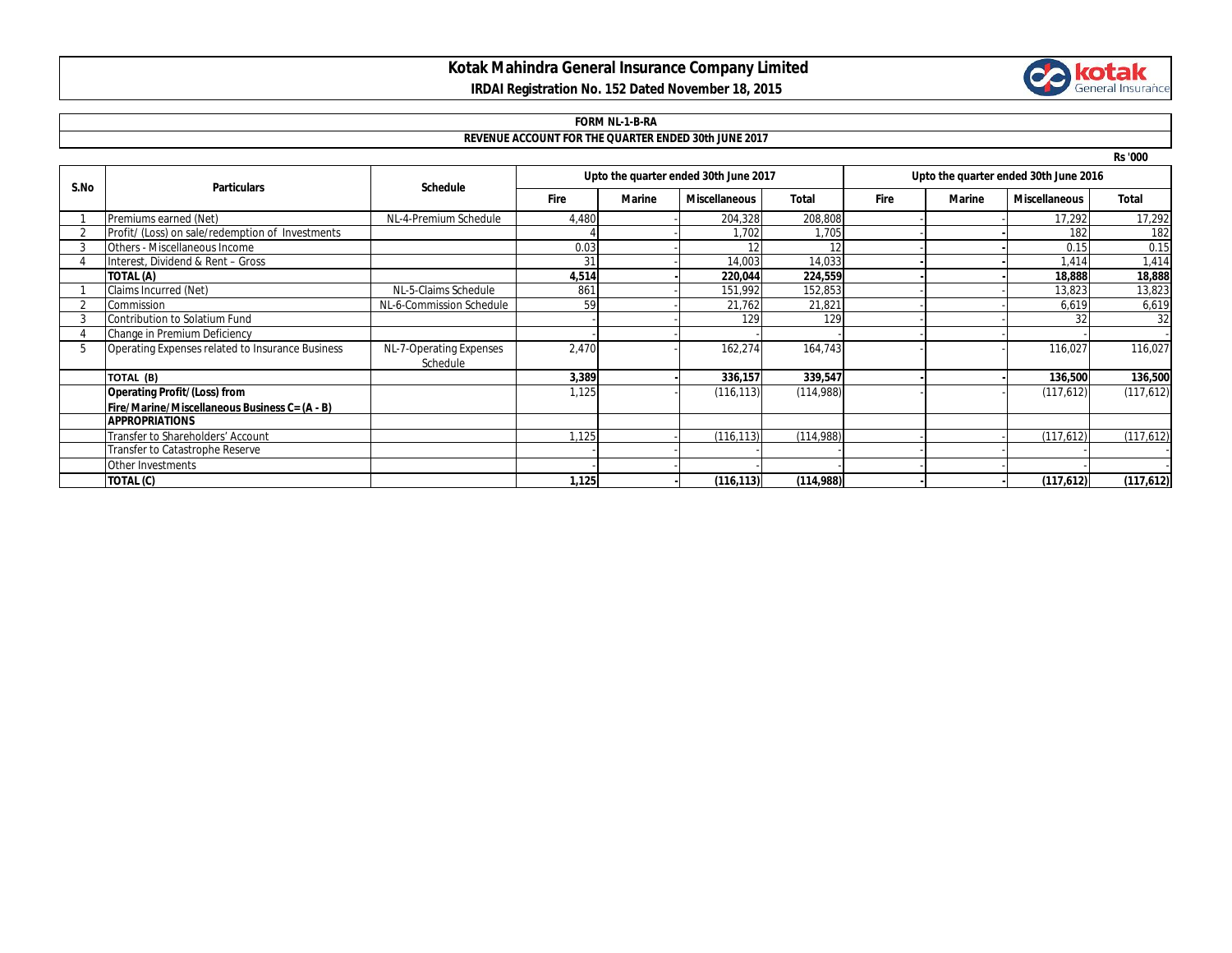# Kotak Mahindra General Insurance Company Limited

**IRDAI Registration No. 152 Dated November 18, 2015**

**FORM NL-1-B-RA**

**REVENUE ACCOUNT FOR THE QUARTER ENDED 30th JUNE 2017**

Rs '000

| S.No | Particulars | Schedule | Upto the quarter ended 30th June 2017 | | | | Upto the quarter ended 30th June 2016 | | | |
|---|---|---|---|---|---|---|---|---|---|---|
| | | | Fire | Marine | Miscellaneous | Total | Fire | Marine | Miscellaneous | Total |
| 1 | Premiums earned (Net) | NL-4-Premium Schedule | 4,480 | - | 204,328 | 208,808 | - | - | 17,292 | 17,292 |
| 2 | Profit/ (Loss) on sale/redemption of Investments | | 4 | - | 1,702 | 1,705 | - | - | 182 | 182 |
| 3 | Others - Miscellaneous Income | | 0.03 | - | 12 | 12 | - | - | 0.15 | 0.15 |
| 4 | Interest, Dividend & Rent – Gross | | 31 | - | 14,003 | 14,033 | - | - | 1,414 | 1,414 |
| | **TOTAL (A)** | | **4,514** | **-** | **220,044** | **224,559** | **-** | **-** | **18,888** | **18,888** |
| 1 | Claims Incurred (Net) | NL-5-Claims Schedule | 861 | - | 151,992 | 152,853 | - | - | 13,823 | 13,823 |
| 2 | Commission | NL-6-Commission Schedule | 59 | - | 21,762 | 21,821 | - | - | 6,619 | 6,619 |
| 3 | Contribution to Solatium Fund | | - | - | 129 | 129 | - | - | 32 | 32 |
| 4 | Change in Premium Deficiency | | - | - | - | - | - | - | - | - |
| 5 | Operating Expenses related to Insurance Business | NL-7-Operating Expenses Schedule | 2,470 | - | 162,274 | 164,743 | - | - | 116,027 | 116,027 |
| | **TOTAL (B)** | | **3,389** | **-** | **336,157** | **339,547** | **-** | **-** | **136,500** | **136,500** |
| | **Operating Profit/(Loss) from Fire/Marine/Miscellaneous Business C= (A - B)** | | 1,125 | - | (116,113) | (114,988) | - | - | (117,612) | (117,612) |
| | **APPROPRIATIONS** | | | | | | | | | |
| | Transfer to Shareholders' Account | | 1,125 | - | (116,113) | (114,988) | - | - | (117,612) | (117,612) |
| | Transfer to Catastrophe Reserve | | - | - | - | - | - | - | - | - |
| | Other Investments | | - | - | - | - | - | - | - | - |
| | **TOTAL (C)** | | **1,125** | **-** | **(116,113)** | **(114,988)** | **-** | **-** | **(117,612)** | **(117,612)** |